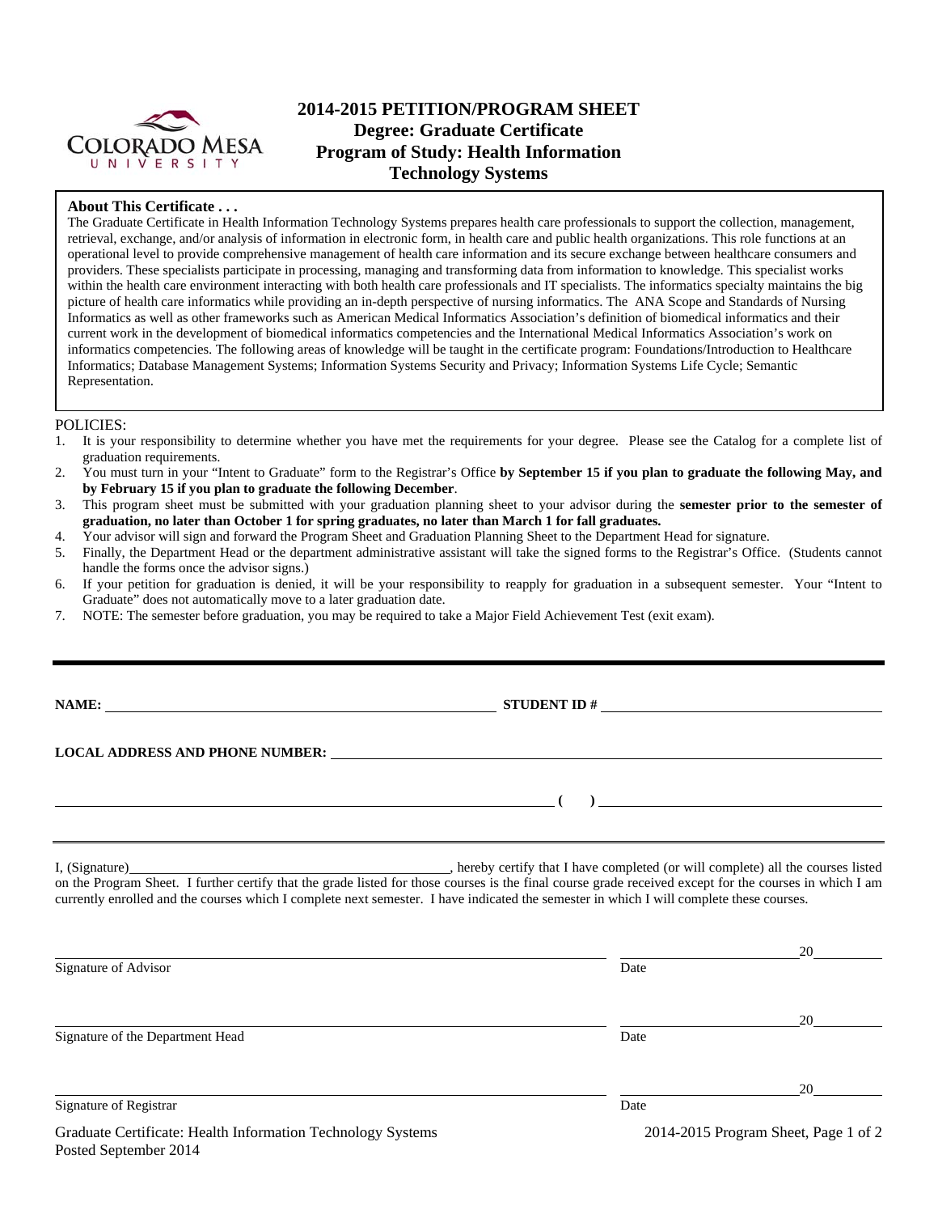# 2014-2015 PETITION/PROGRAM SHEET
## Degree: Graduate Certificate
## Program of Study: Health Information Technology Systems

**About This Certificate . . .**

The Graduate Certificate in Health Information Technology Systems prepares health care professionals to support the collection, management, retrieval, exchange, and/or analysis of information in electronic form, in health care and public health organizations. This role functions at an operational level to provide comprehensive management of health care information and its secure exchange between healthcare consumers and providers. These specialists participate in processing, managing and transforming data from information to knowledge. This specialist works within the health care environment interacting with both health care professionals and IT specialists. The informatics specialty maintains the big picture of health care informatics while providing an in-depth perspective of nursing informatics. The ANA Scope and Standards of Nursing Informatics as well as other frameworks such as American Medical Informatics Association's definition of biomedical informatics and their current work in the development of biomedical informatics competencies and the International Medical Informatics Association's work on informatics competencies. The following areas of knowledge will be taught in the certificate program: Foundations/Introduction to Healthcare Informatics; Database Management Systems; Information Systems Security and Privacy; Information Systems Life Cycle; Semantic Representation.

POLICIES:

1. It is your responsibility to determine whether you have met the requirements for your degree. Please see the Catalog for a complete list of graduation requirements.
2. You must turn in your "Intent to Graduate" form to the Registrar's Office **by September 15 if you plan to graduate the following May, and by February 15 if you plan to graduate the following December**.
3. This program sheet must be submitted with your graduation planning sheet to your advisor during the **semester prior to the semester of graduation, no later than October 1 for spring graduates, no later than March 1 for fall graduates.**
4. Your advisor will sign and forward the Program Sheet and Graduation Planning Sheet to the Department Head for signature.
5. Finally, the Department Head or the department administrative assistant will take the signed forms to the Registrar's Office. (Students cannot handle the forms once the advisor signs.)
6. If your petition for graduation is denied, it will be your responsibility to reapply for graduation in a subsequent semester. Your "Intent to Graduate" does not automatically move to a later graduation date.
7. NOTE: The semester before graduation, you may be required to take a Major Field Achievement Test (exit exam).

---

**NAME:** ______________________________ **STUDENT ID #** ______________________________

**LOCAL ADDRESS AND PHONE NUMBER:** ______________________________

______________________________ **( )** ______________________________

I, (Signature)______________________________, hereby certify that I have completed (or will complete) all the courses listed on the Program Sheet. I further certify that the grade listed for those courses is the final course grade received except for the courses in which I am currently enrolled and the courses which I complete next semester. I have indicated the semester in which I will complete these courses.

______________________________ ______________ 20______
Signature of Advisor Date

______________________________ ______________ 20______
Signature of the Department Head Date

______________________________ ______________ 20______
Signature of Registrar Date

Graduate Certificate: Health Information Technology Systems
Posted September 2014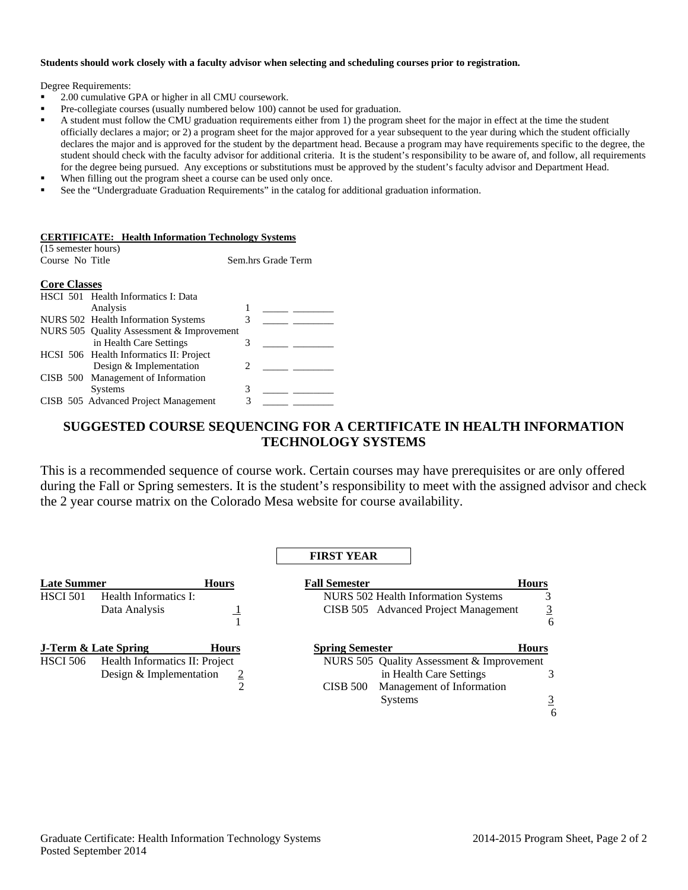**Students should work closely with a faculty advisor when selecting and scheduling courses prior to registration.**

Degree Requirements:

- 2.00 cumulative GPA or higher in all CMU coursework.
- Pre-collegiate courses (usually numbered below 100) cannot be used for graduation.
- A student must follow the CMU graduation requirements either from 1) the program sheet for the major in effect at the time the student officially declares a major; or 2) a program sheet for the major approved for a year subsequent to the year during which the student officially declares the major and is approved for the student by the department head. Because a program may have requirements specific to the degree, the student should check with the faculty advisor for additional criteria. It is the student's responsibility to be aware of, and follow, all requirements for the degree being pursued. Any exceptions or substitutions must be approved by the student's faculty advisor and Department Head.
- When filling out the program sheet a course can be used only once.
- See the "Undergraduate Graduation Requirements" in the catalog for additional graduation information.

**CERTIFICATE: Health Information Technology Systems**

(15 semester hours)

**Core Classes**

| Course No | Title | Sem.hrs | Grade | Term |
|---|---|---|---|---|
| HSCI 501 | Health Informatics I: Data Analysis | 1 | _____ | ________ |
| NURS 502 | Health Information Systems | 3 | _____ | ________ |
| NURS 505 | Quality Assessment & Improvement in Health Care Settings | 3 | _____ | ________ |
| HCSI 506 | Health Informatics II: Project Design & Implementation | 2 | _____ | ________ |
| CISB 500 | Management of Information Systems | 3 | _____ | ________ |
| CISB 505 | Advanced Project Management | 3 | _____ | ________ |

## SUGGESTED COURSE SEQUENCING FOR A CERTIFICATE IN HEALTH INFORMATION TECHNOLOGY SYSTEMS

This is a recommended sequence of course work. Certain courses may have prerequisites or are only offered during the Fall or Spring semesters. It is the student's responsibility to meet with the assigned advisor and check the 2 year course matrix on the Colorado Mesa website for course availability.

### FIRST YEAR

| Late Summer | | Hours |
|---|---|---|
| HSCI 501 | Health Informatics I: Data Analysis | 1 |
| | | 1 |

| Fall Semester | | Hours |
|---|---|---|
| NURS 502 | Health Information Systems | 3 |
| CISB 505 | Advanced Project Management | 3 |
| | | 6 |

| J-Term & Late Spring | | Hours |
|---|---|---|
| HSCI 506 | Health Informatics II: Project Design & Implementation | 2 |
| | | 2 |

| Spring Semester | | Hours |
|---|---|---|
| NURS 505 | Quality Assessment & Improvement in Health Care Settings | 3 |
| CISB 500 | Management of Information Systems | 3 |
| | | 6 |

Graduate Certificate: Health Information Technology Systems
Posted September 2014